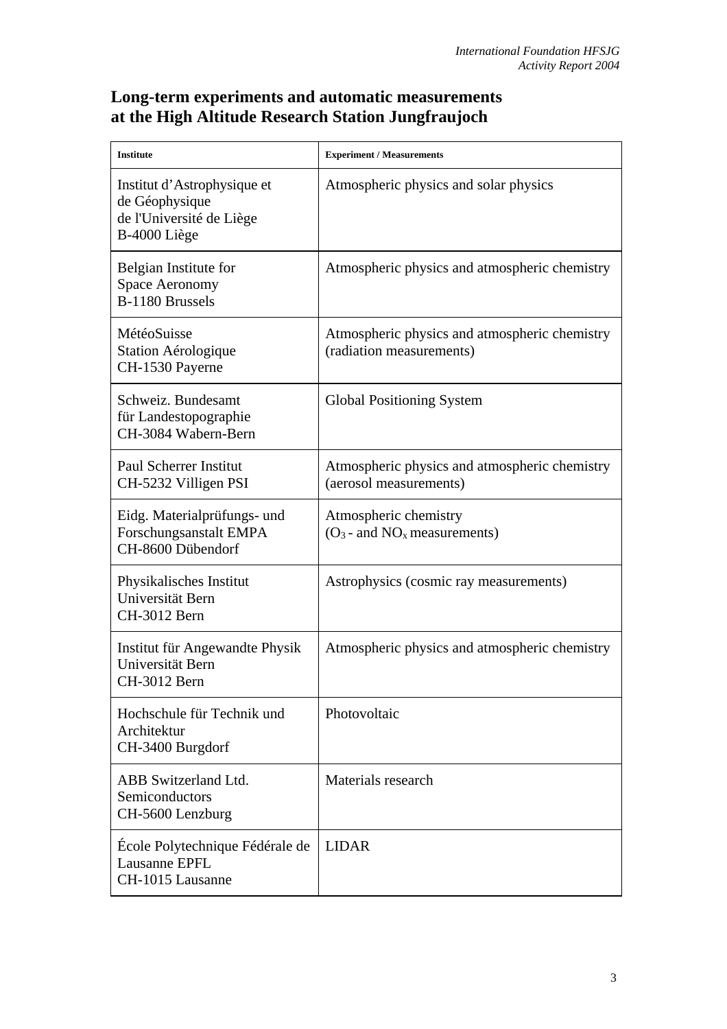# Long-term experiments and automatic measurements at the High Altitude Research Station Jungfraujoch

| Institute | Experiment / Measurements |
|---|---|
| Institut d'Astrophysique et de Géophysique de l'Université de Liège B-4000 Liège | Atmospheric physics and solar physics |
| Belgian Institute for Space Aeronomy B-1180 Brussels | Atmospheric physics and atmospheric chemistry |
| MétéoSuisse Station Aérologique CH-1530 Payerne | Atmospheric physics and atmospheric chemistry (radiation measurements) |
| Schweiz. Bundesamt für Landestopographie CH-3084 Wabern-Bern | Global Positioning System |
| Paul Scherrer Institut CH-5232 Villigen PSI | Atmospheric physics and atmospheric chemistry (aerosol measurements) |
| Eidg. Materialprüfungs- und Forschungsanstalt EMPA CH-8600 Dübendorf | Atmospheric chemistry ($O_3$ - and $NO_x$ measurements) |
| Physikalisches Institut Universität Bern CH-3012 Bern | Astrophysics (cosmic ray measurements) |
| Institut für Angewandte Physik Universität Bern CH-3012 Bern | Atmospheric physics and atmospheric chemistry |
| Hochschule für Technik und Architektur CH-3400 Burgdorf | Photovoltaic |
| ABB Switzerland Ltd. Semiconductors CH-5600 Lenzburg | Materials research |
| École Polytechnique Fédérale de Lausanne EPFL CH-1015 Lausanne | LIDAR |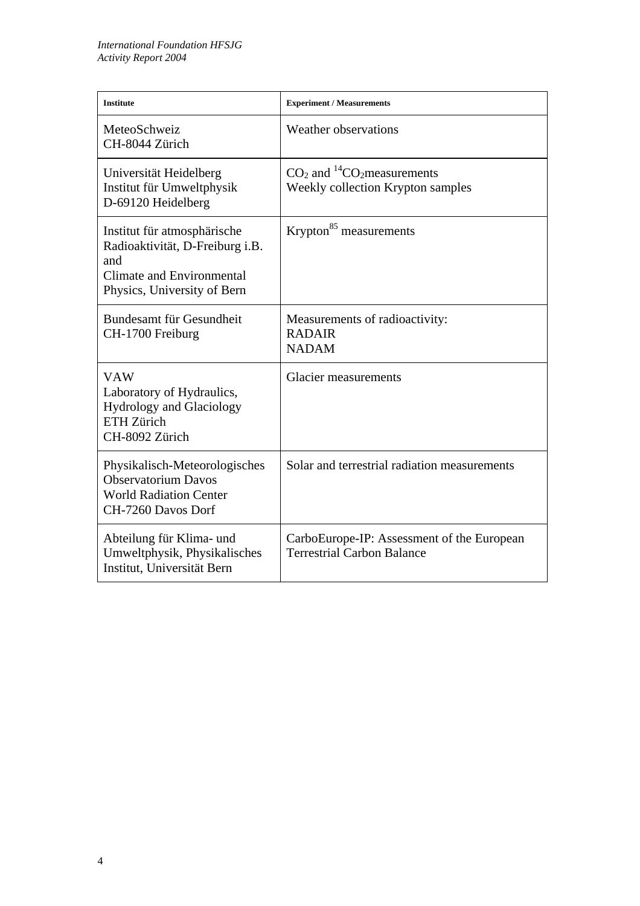| Institute | Experiment / Measurements |
|---|---|
| MeteoSchweiz<br>CH-8044 Zürich | Weather observations |
| Universität Heidelberg<br>Institut für Umweltphysik<br>D-69120 Heidelberg | $CO_2$ and $^{14}CO_2$measurements<br>Weekly collection Krypton samples |
| Institut für atmosphärische Radioaktivität, D-Freiburg i.B.<br>and<br>Climate and Environmental Physics, University of Bern | Krypton$^{85}$ measurements |
| Bundesamt für Gesundheit<br>CH-1700 Freiburg | Measurements of radioactivity:<br>RADAIR<br>NADAM |
| VAW<br>Laboratory of Hydraulics, Hydrology and Glaciology<br>ETH Zürich<br>CH-8092 Zürich | Glacier measurements |
| Physikalisch-Meteorologisches Observatorium Davos<br>World Radiation Center<br>CH-7260 Davos Dorf | Solar and terrestrial radiation measurements |
| Abteilung für Klima- und Umweltphysik, Physikalisches Institut, Universität Bern | CarboEurope-IP: Assessment of the European Terrestrial Carbon Balance |